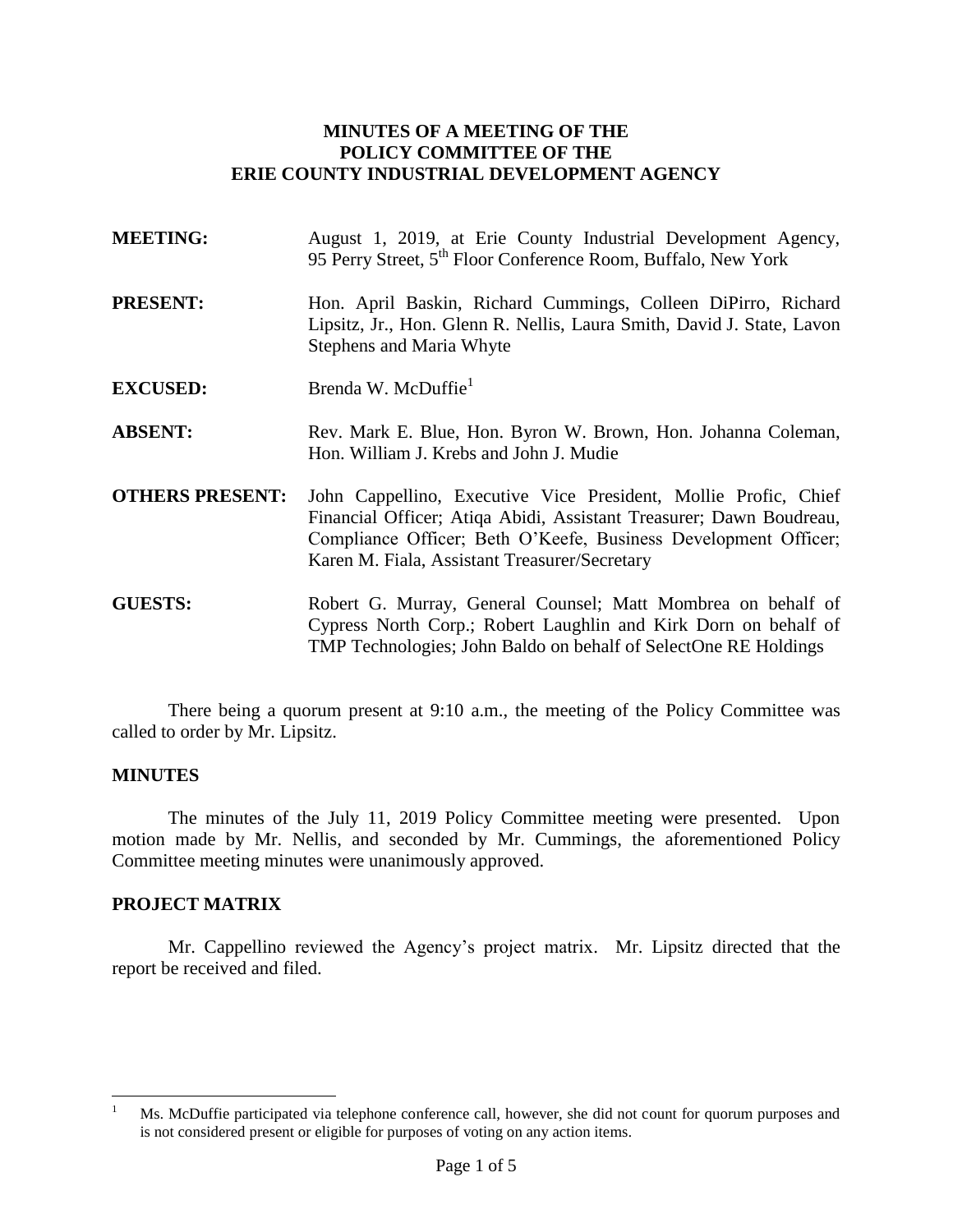**MINUTES OF A MEETING OF THE POLICY COMMITTEE OF THE ERIE COUNTY INDUSTRIAL DEVELOPMENT AGENCY**

**MEETING:** August 1, 2019, at Erie County Industrial Development Agency, 95 Perry Street, 5th Floor Conference Room, Buffalo, New York

**PRESENT:** Hon. April Baskin, Richard Cummings, Colleen DiPirro, Richard Lipsitz, Jr., Hon. Glenn R. Nellis, Laura Smith, David J. State, Lavon Stephens and Maria Whyte

**EXCUSED:** Brenda W. McDuffie[1]

**ABSENT:** Rev. Mark E. Blue, Hon. Byron W. Brown, Hon. Johanna Coleman, Hon. William J. Krebs and John J. Mudie

**OTHERS PRESENT:** John Cappellino, Executive Vice President, Mollie Profic, Chief Financial Officer; Atiqa Abidi, Assistant Treasurer; Dawn Boudreau, Compliance Officer; Beth O'Keefe, Business Development Officer; Karen M. Fiala, Assistant Treasurer/Secretary

**GUESTS:** Robert G. Murray, General Counsel; Matt Mombrea on behalf of Cypress North Corp.; Robert Laughlin and Kirk Dorn on behalf of TMP Technologies; John Baldo on behalf of SelectOne RE Holdings

There being a quorum present at 9:10 a.m., the meeting of the Policy Committee was called to order by Mr. Lipsitz.

## MINUTES

The minutes of the July 11, 2019 Policy Committee meeting were presented. Upon motion made by Mr. Nellis, and seconded by Mr. Cummings, the aforementioned Policy Committee meeting minutes were unanimously approved.

## PROJECT MATRIX

Mr. Cappellino reviewed the Agency's project matrix. Mr. Lipsitz directed that the report be received and filed.

---

[1] Ms. McDuffie participated via telephone conference call, however, she did not count for quorum purposes and is not considered present or eligible for purposes of voting on any action items.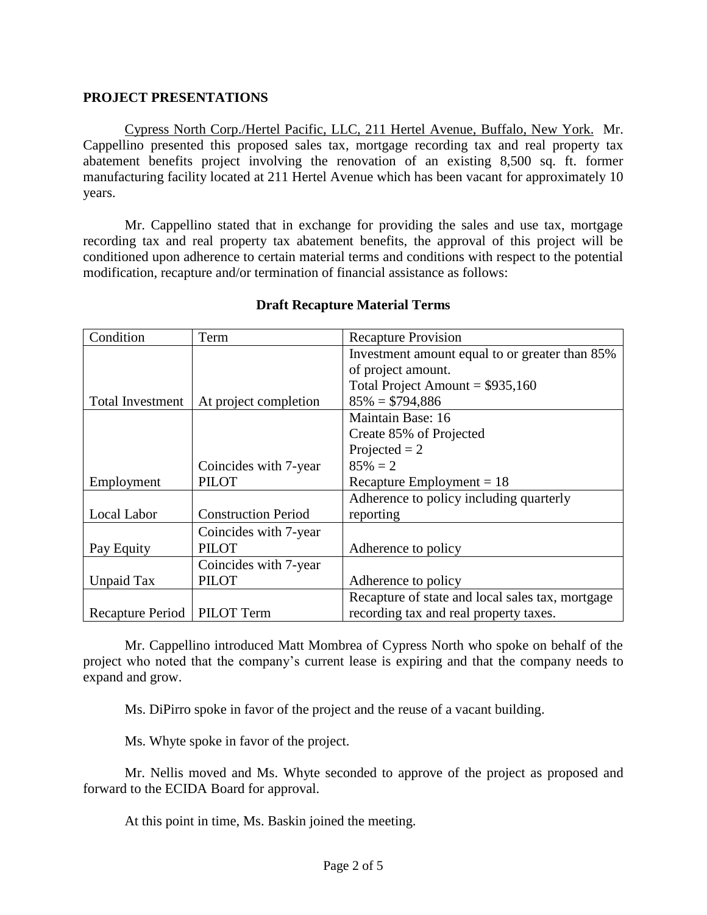## PROJECT PRESENTATIONS

Cypress North Corp./Hertel Pacific, LLC, 211 Hertel Avenue, Buffalo, New York. Mr. Cappellino presented this proposed sales tax, mortgage recording tax and real property tax abatement benefits project involving the renovation of an existing 8,500 sq. ft. former manufacturing facility located at 211 Hertel Avenue which has been vacant for approximately 10 years.

Mr. Cappellino stated that in exchange for providing the sales and use tax, mortgage recording tax and real property tax abatement benefits, the approval of this project will be conditioned upon adherence to certain material terms and conditions with respect to the potential modification, recapture and/or termination of financial assistance as follows:

**Draft Recapture Material Terms**

| Condition | Term | Recapture Provision |
|---|---|---|
| Total Investment | At project completion | Investment amount equal to or greater than 85% of project amount.<br>Total Project Amount = $935,160<br>85% = $794,886 |
| Employment | Coincides with 7-year PILOT | Maintain Base: 16<br>Create 85% of Projected<br>Projected = 2<br>85% = 2<br>Recapture Employment = 18 |
| Local Labor | Construction Period | Adherence to policy including quarterly reporting |
| Pay Equity | Coincides with 7-year PILOT | Adherence to policy |
| Unpaid Tax | Coincides with 7-year PILOT | Adherence to policy |
| Recapture Period | PILOT Term | Recapture of state and local sales tax, mortgage recording tax and real property taxes. |

Mr. Cappellino introduced Matt Mombrea of Cypress North who spoke on behalf of the project who noted that the company's current lease is expiring and that the company needs to expand and grow.

Ms. DiPirro spoke in favor of the project and the reuse of a vacant building.

Ms. Whyte spoke in favor of the project.

Mr. Nellis moved and Ms. Whyte seconded to approve of the project as proposed and forward to the ECIDA Board for approval.

At this point in time, Ms. Baskin joined the meeting.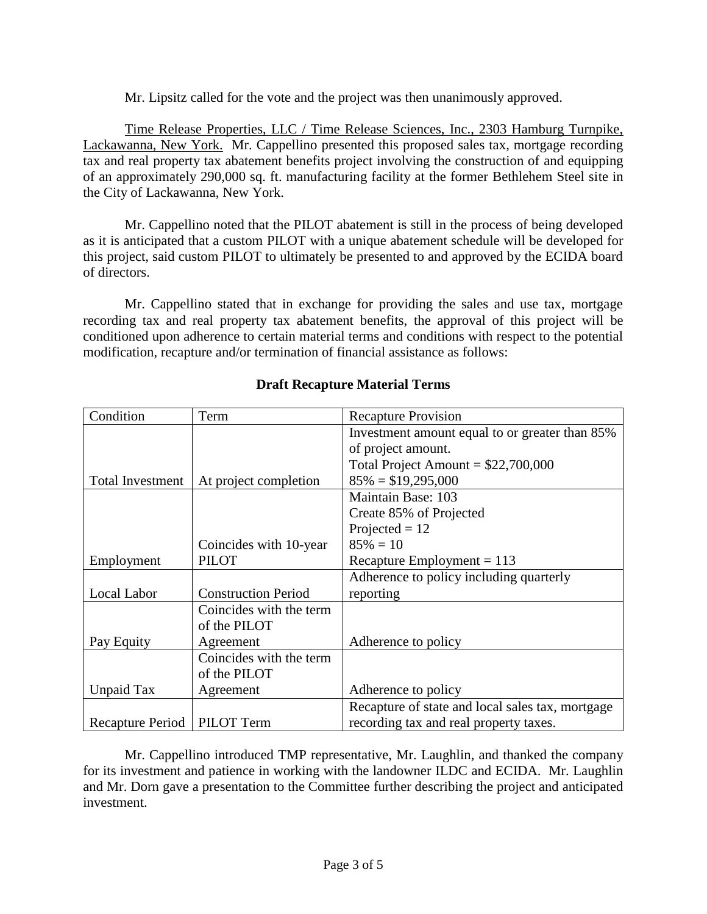Mr. Lipsitz called for the vote and the project was then unanimously approved.

Time Release Properties, LLC / Time Release Sciences, Inc., 2303 Hamburg Turnpike, Lackawanna, New York. Mr. Cappellino presented this proposed sales tax, mortgage recording tax and real property tax abatement benefits project involving the construction of and equipping of an approximately 290,000 sq. ft. manufacturing facility at the former Bethlehem Steel site in the City of Lackawanna, New York.

Mr. Cappellino noted that the PILOT abatement is still in the process of being developed as it is anticipated that a custom PILOT with a unique abatement schedule will be developed for this project, said custom PILOT to ultimately be presented to and approved by the ECIDA board of directors.

Mr. Cappellino stated that in exchange for providing the sales and use tax, mortgage recording tax and real property tax abatement benefits, the approval of this project will be conditioned upon adherence to certain material terms and conditions with respect to the potential modification, recapture and/or termination of financial assistance as follows:

**Draft Recapture Material Terms**

| Condition | Term | Recapture Provision |
|---|---|---|
| Total Investment | At project completion | Investment amount equal to or greater than 85% of project amount.<br>Total Project Amount = $22,700,000<br>85% = $19,295,000 |
| Employment | Coincides with 10-year PILOT | Maintain Base: 103<br>Create 85% of Projected<br>Projected = 12<br>85% = 10<br>Recapture Employment = 113 |
| Local Labor | Construction Period | Adherence to policy including quarterly reporting |
| Pay Equity | Coincides with the term of the PILOT Agreement | Adherence to policy |
| Unpaid Tax | Coincides with the term of the PILOT Agreement | Adherence to policy |
| Recapture Period | PILOT Term | Recapture of state and local sales tax, mortgage recording tax and real property taxes. |

Mr. Cappellino introduced TMP representative, Mr. Laughlin, and thanked the company for its investment and patience in working with the landowner ILDC and ECIDA. Mr. Laughlin and Mr. Dorn gave a presentation to the Committee further describing the project and anticipated investment.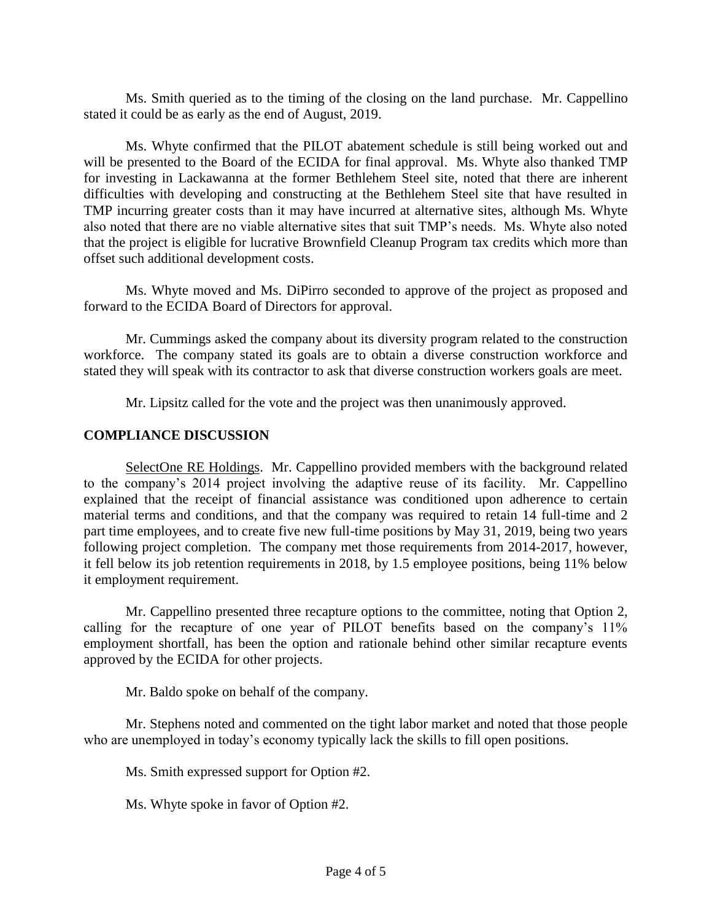Ms. Smith queried as to the timing of the closing on the land purchase. Mr. Cappellino stated it could be as early as the end of August, 2019.

Ms. Whyte confirmed that the PILOT abatement schedule is still being worked out and will be presented to the Board of the ECIDA for final approval. Ms. Whyte also thanked TMP for investing in Lackawanna at the former Bethlehem Steel site, noted that there are inherent difficulties with developing and constructing at the Bethlehem Steel site that have resulted in TMP incurring greater costs than it may have incurred at alternative sites, although Ms. Whyte also noted that there are no viable alternative sites that suit TMP's needs. Ms. Whyte also noted that the project is eligible for lucrative Brownfield Cleanup Program tax credits which more than offset such additional development costs.

Ms. Whyte moved and Ms. DiPirro seconded to approve of the project as proposed and forward to the ECIDA Board of Directors for approval.

Mr. Cummings asked the company about its diversity program related to the construction workforce. The company stated its goals are to obtain a diverse construction workforce and stated they will speak with its contractor to ask that diverse construction workers goals are meet.

Mr. Lipsitz called for the vote and the project was then unanimously approved.

## COMPLIANCE DISCUSSION

SelectOne RE Holdings. Mr. Cappellino provided members with the background related to the company's 2014 project involving the adaptive reuse of its facility. Mr. Cappellino explained that the receipt of financial assistance was conditioned upon adherence to certain material terms and conditions, and that the company was required to retain 14 full-time and 2 part time employees, and to create five new full-time positions by May 31, 2019, being two years following project completion. The company met those requirements from 2014-2017, however, it fell below its job retention requirements in 2018, by 1.5 employee positions, being 11% below it employment requirement.

Mr. Cappellino presented three recapture options to the committee, noting that Option 2, calling for the recapture of one year of PILOT benefits based on the company's 11% employment shortfall, has been the option and rationale behind other similar recapture events approved by the ECIDA for other projects.

Mr. Baldo spoke on behalf of the company.

Mr. Stephens noted and commented on the tight labor market and noted that those people who are unemployed in today's economy typically lack the skills to fill open positions.

Ms. Smith expressed support for Option #2.

Ms. Whyte spoke in favor of Option #2.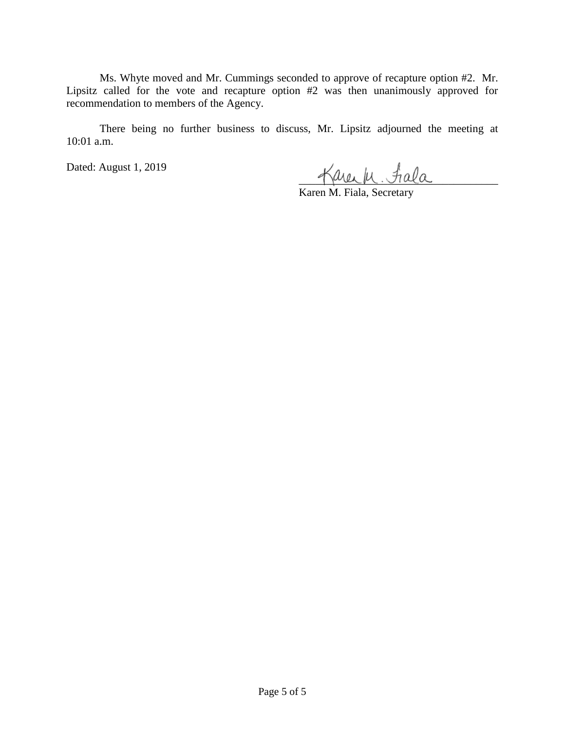Ms. Whyte moved and Mr. Cummings seconded to approve of recapture option #2. Mr. Lipsitz called for the vote and recapture option #2 was then unanimously approved for recommendation to members of the Agency.

There being no further business to discuss, Mr. Lipsitz adjourned the meeting at 10:01 a.m.

Dated: August 1, 2019

Karen M. Fiala

Karen M. Fiala, Secretary